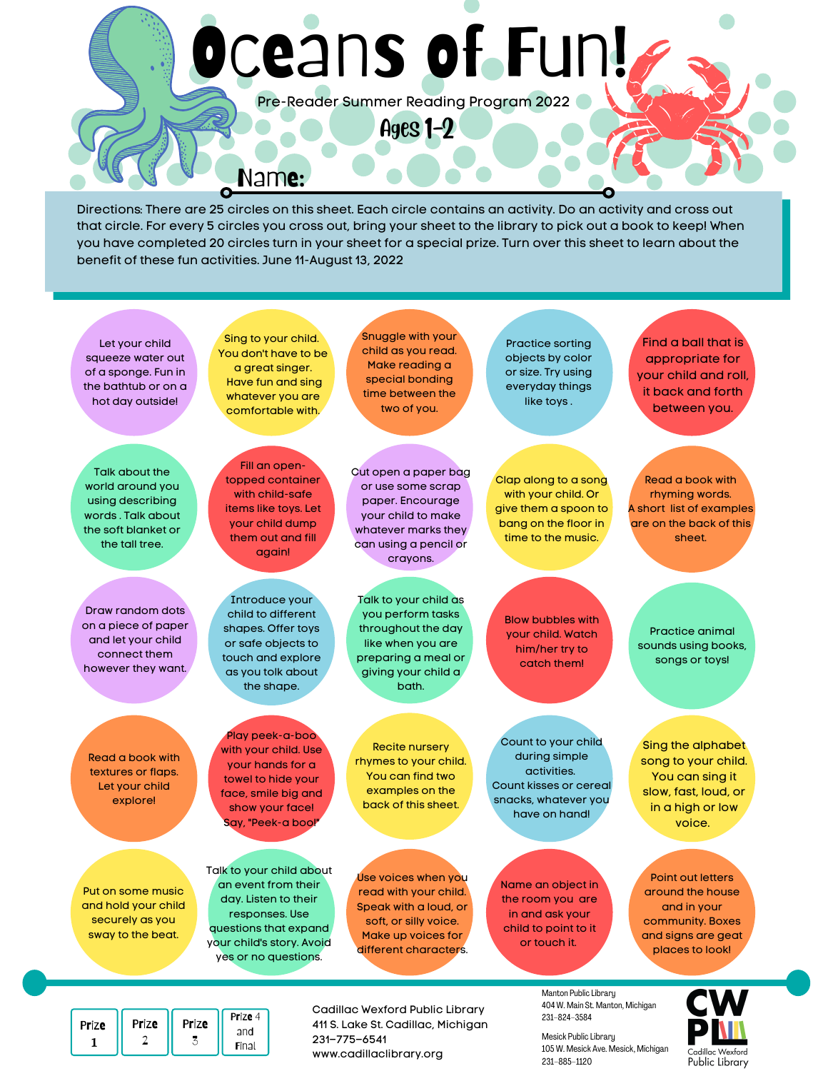# Oceans of Fun!

Pre-Reader Summer Reading Program 2022

## Ages 1-2

Name:

Directions: There are 25 circles on this sheet. Each circle contains an activity. Do an activity and cross out that circle. For every 5 circles you cross out, bring your sheet to the library to pick out a book to keep! When you have completed 20 circles turn in your sheet for a special prize. Turn over this sheet to learn about the benefit of these fun activities. June 11-August 13, 2022

- Let your child squeeze water out of a sponge. Fun in the bathtub or on a hot day outside!
- Sing to your child. You don't have to be a great singer. Have fun and sing whatever you are comfortable with.
- Snuggle with your child as you read. Make reading a special bonding time between the two of you.
- Practice sorting objects by color or size. Try using everyday things like toys .
- Find a ball that is appropriate for your child and roll it back and forth between you.
- Talk about the world around you using describing words . Talk about the soft blanket or the tall tree.
- Fill an open-topped container with child-safe items like toys. Let your child dump them out and fill again!
- Cut open a paper bag or use some scrap paper. Encourage your child to make whatever marks they can using a pencil or crayons.
- Clap along to a song with your child. Or give them a spoon to bang on the floor in time to the music.
- Read a book with rhyming words. A short list of examples are on the back of this sheet.
- Draw random dots on a piece of paper and let your child connect them however they want.
- Introduce your child to different shapes. Offer toys or safe objects to touch and explore as you tolk about the shape.
- Talk to your child as you perform tasks throughout the day like when you are preparing a meal or giving your child a bath.
- Blow bubbles with your child. Watch him/her try to catch them!
- Practice animal sounds using books, songs or toys!
- Read a book with textures or flaps. Let your child explore!
- Play peek-a-boo with your child. Use your hands for a towel to hide your face, smile big and show your face! Say, "Peek-a boo!"
- Recite nursery rhymes to your child. You can find two examples on the back of this sheet.
- Count to your child during simple activities. Count kisses or cereal snacks, whatever you have on hand!
- Sing the alphabet song to your child. You can sing it slow, fast, loud, or in a high or low voice.
- Put on some music and hold your child securely as you sway to the beat.
- Talk to your child about an event from their day. Listen to their responses. Use questions that expand your child's story. Avoid yes or no questions.
- Use voices when you read with your child. Speak with a loud, or soft, or silly voice. Make up voices for different characters.
- Name an object in the room you are in and ask your child to point to it or touch it.
- Point out letters around the house and in your community. Boxes and signs are geat places to look!

| Prize 1 | Prize 2 | Prize 3 | Prize 4 and Final |
|---|---|---|---|

Cadillac Wexford Public Library
411 S. Lake St. Cadillac, Michigan
231-775-6541
www.cadillaclibrary.org

Manton Public Library
404 W. Main St. Manton, Michigan
231-824-3584

Mesick Public Library
105 W. Mesick Ave. Mesick, Michigan
231-885-1120

CWPL
Cadillac Wexford Public Library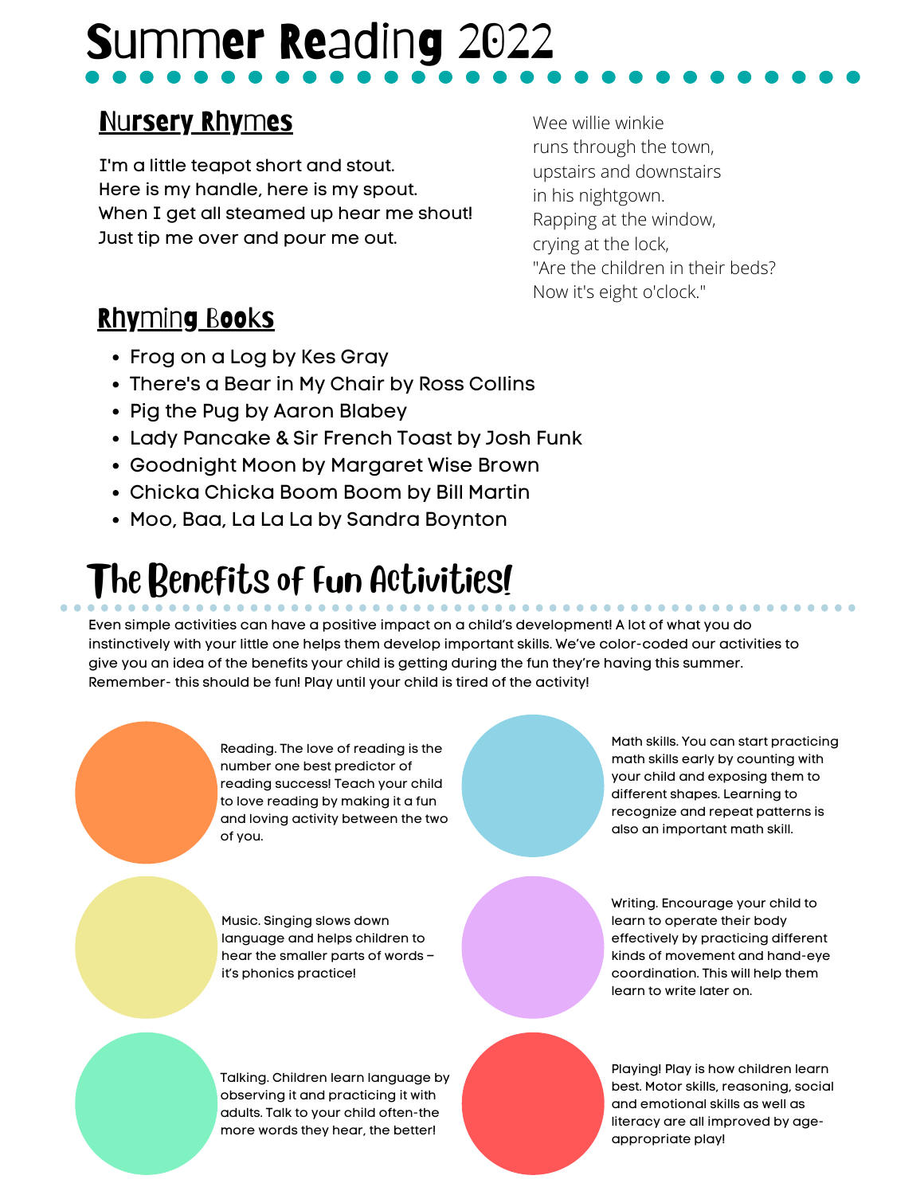# Summer Reading 2022

## Nursery Rhymes

I'm a little teapot short and stout.
Here is my handle, here is my spout.
When I get all steamed up hear me shout!
Just tip me over and pour me out.

Wee willie winkie
runs through the town,
upstairs and downstairs
in his nightgown.
Rapping at the window,
crying at the lock,
"Are the children in their beds?
Now it's eight o'clock."

## Rhyming Books

- Frog on a Log by Kes Gray
- There's a Bear in My Chair by Ross Collins
- Pig the Pug by Aaron Blabey
- Lady Pancake & Sir French Toast by Josh Funk
- Goodnight Moon by Margaret Wise Brown
- Chicka Chicka Boom Boom by Bill Martin
- Moo, Baa, La La La by Sandra Boynton

# The Benefits of Fun Activities!

Even simple activities can have a positive impact on a child's development! A lot of what you do instinctively with your little one helps them develop important skills. We've color-coded our activities to give you an idea of the benefits your child is getting during the fun they're having this summer. Remember- this should be fun! Play until your child is tired of the activity!

Reading. The love of reading is the number one best predictor of reading success! Teach your child to love reading by making it a fun and loving activity between the two of you.

Math skills. You can start practicing math skills early by counting with your child and exposing them to different shapes. Learning to recognize and repeat patterns is also an important math skill.

Music. Singing slows down language and helps children to hear the smaller parts of words – it's phonics practice!

Writing. Encourage your child to learn to operate their body effectively by practicing different kinds of movement and hand-eye coordination. This will help them learn to write later on.

Talking. Children learn language by observing it and practicing it with adults. Talk to your child often-the more words they hear, the better!

Playing! Play is how children learn best. Motor skills, reasoning, social and emotional skills as well as literacy are all improved by age-appropriate play!